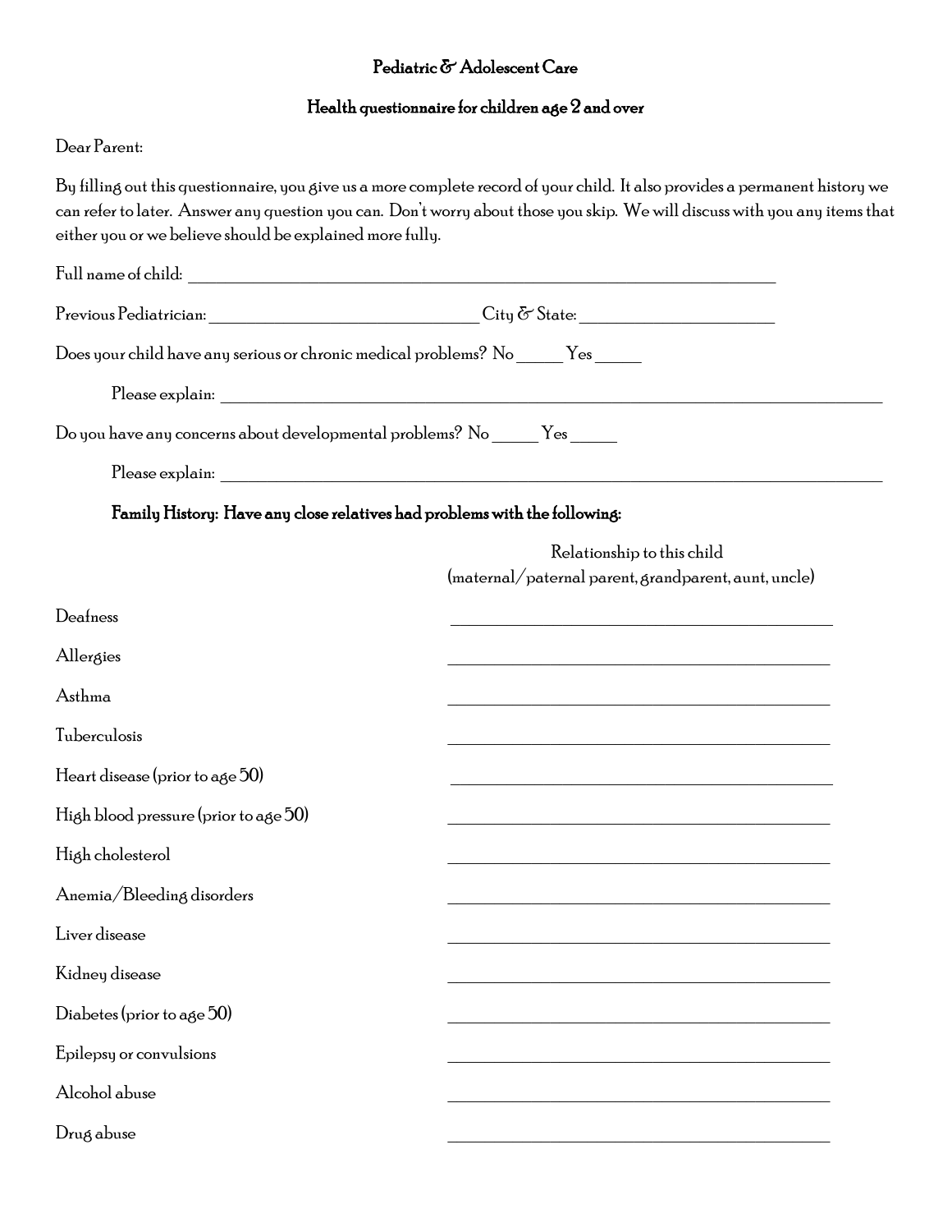# Pediatric & Adolescent Care

## Health questionnaire for children age 2 and over

Dear Parent:

By filling out this questionnaire, you give us a more complete record of your child. It also provides a permanent history we can refer to later. Answer any question you can. Don't worry about those you skip. We will discuss with you any items that either you or we believe should be explained more fully.

Full name of child: ______________________________________________

Previous Pediatrician: ____________________ City & State: ______________

Does your child have any serious or chronic medical problems? No _____ Yes _____

Please explain: ______________________________________________

Do you have any concerns about developmental problems? No _____ Yes _____

Please explain: ______________________________________________

**Family History: Have any close relatives had problems with the following:**

| | Relationship to this child (maternal/paternal parent, grandparent, aunt, uncle) |
|---|---|
| Deafness | ______________________ |
| Allergies | ______________________ |
| Asthma | ______________________ |
| Tuberculosis | ______________________ |
| Heart disease (prior to age 50) | ______________________ |
| High blood pressure (prior to age 50) | ______________________ |
| High cholesterol | ______________________ |
| Anemia/Bleeding disorders | ______________________ |
| Liver disease | ______________________ |
| Kidney disease | ______________________ |
| Diabetes (prior to age 50) | ______________________ |
| Epilepsy or convulsions | ______________________ |
| Alcohol abuse | ______________________ |
| Drug abuse | ______________________ |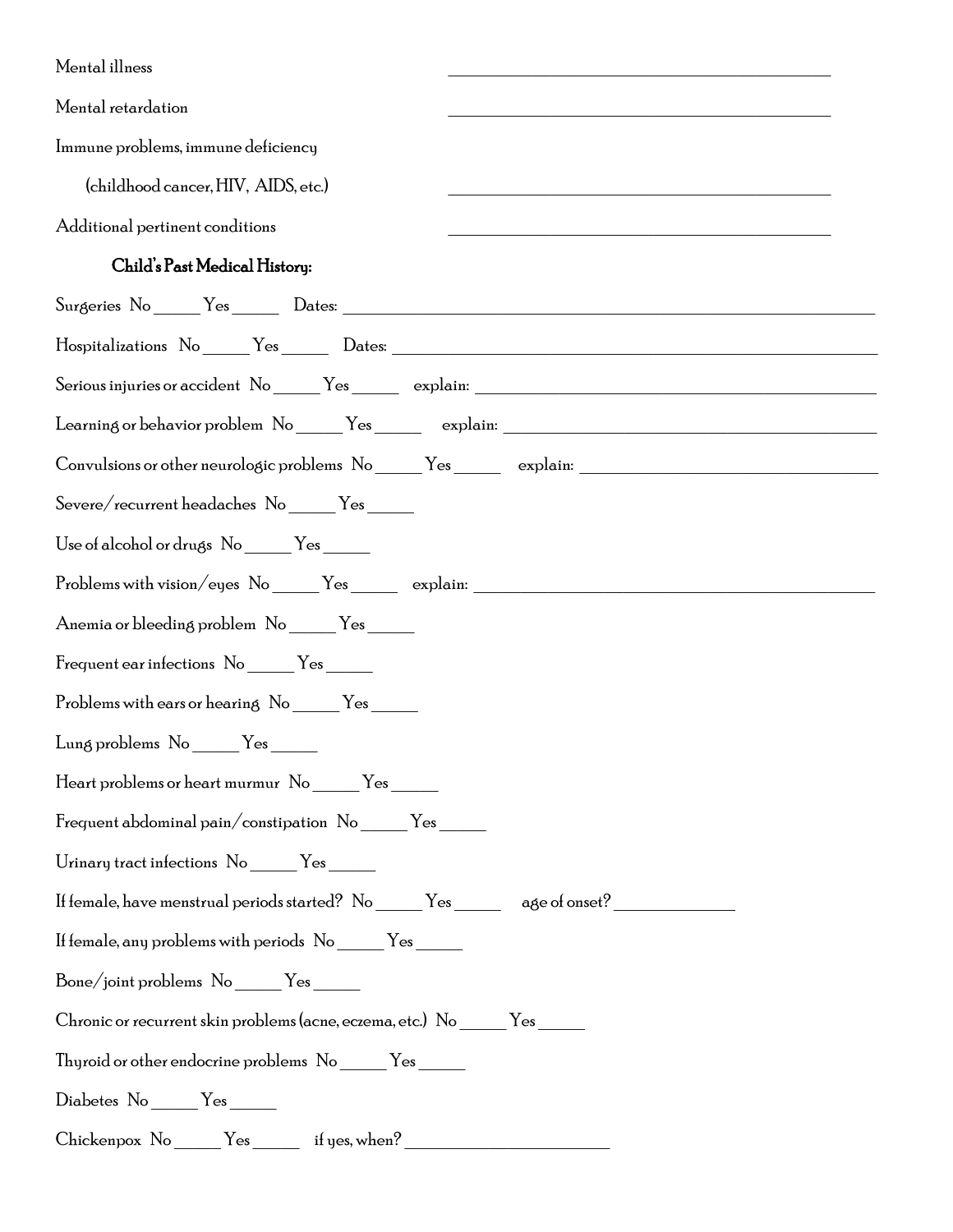Mental illness ______________________________

Mental retardation ______________________________

Immune problems, immune deficiency

(childhood cancer, HIV, AIDS, etc.) ______________________________

Additional pertinent conditions ______________________________

### Child's Past Medical History:

Surgeries No _____ Yes _____ Dates: ______________________________

Hospitalizations No _____ Yes _____ Dates: ______________________________

Serious injuries or accident No _____ Yes _____ explain: ______________________________

Learning or behavior problem No _____ Yes _____ explain: ______________________________

Convulsions or other neurologic problems No _____ Yes _____ explain: ______________________________

Severe/recurrent headaches No _____ Yes _____

Use of alcohol or drugs No _____ Yes _____

Problems with vision/eyes No _____ Yes _____ explain: ______________________________

Anemia or bleeding problem No _____ Yes _____

Frequent ear infections No _____ Yes _____

Problems with ears or hearing No _____ Yes _____

Lung problems No _____ Yes _____

Heart problems or heart murmur No _____ Yes _____

Frequent abdominal pain/constipation No _____ Yes _____

Urinary tract infections No _____ Yes _____

If female, have menstrual periods started? No _____ Yes _____ age of onset? ____________

If female, any problems with periods No _____ Yes _____

Bone/joint problems No _____ Yes _____

Chronic or recurrent skin problems (acne, eczema, etc.) No _____ Yes _____

Thyroid or other endocrine problems No _____ Yes _____

Diabetes No _____ Yes _____

Chickenpox No _____ Yes _____ if yes, when? ____________________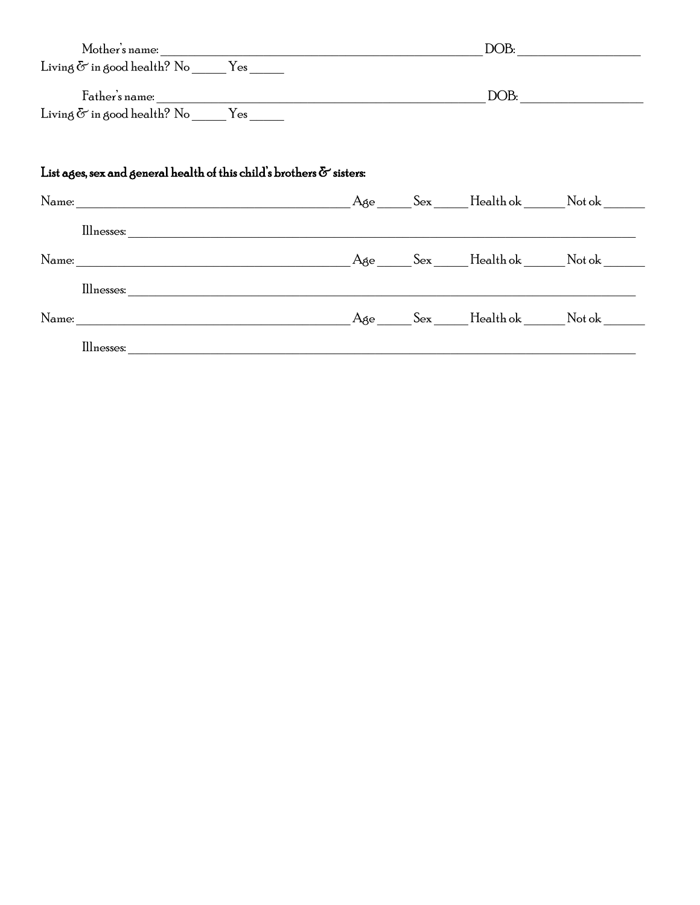Mother's name: ______________________________________________ DOB: __________________
Living & in good health? No _____ Yes _____

Father's name: ______________________________________________ DOB: __________________
Living & in good health? No _____ Yes _____

**List ages, sex and general health of this child's brothers & sisters:**

Name: ________________________________________ Age _____ Sex _____ Health ok ______ Not ok ______

Illnesses: ___________________________________________________________________________

Name: ________________________________________ Age _____ Sex _____ Health ok ______ Not ok ______

Illnesses: ___________________________________________________________________________

Name: ________________________________________ Age _____ Sex _____ Health ok ______ Not ok ______

Illnesses: ___________________________________________________________________________